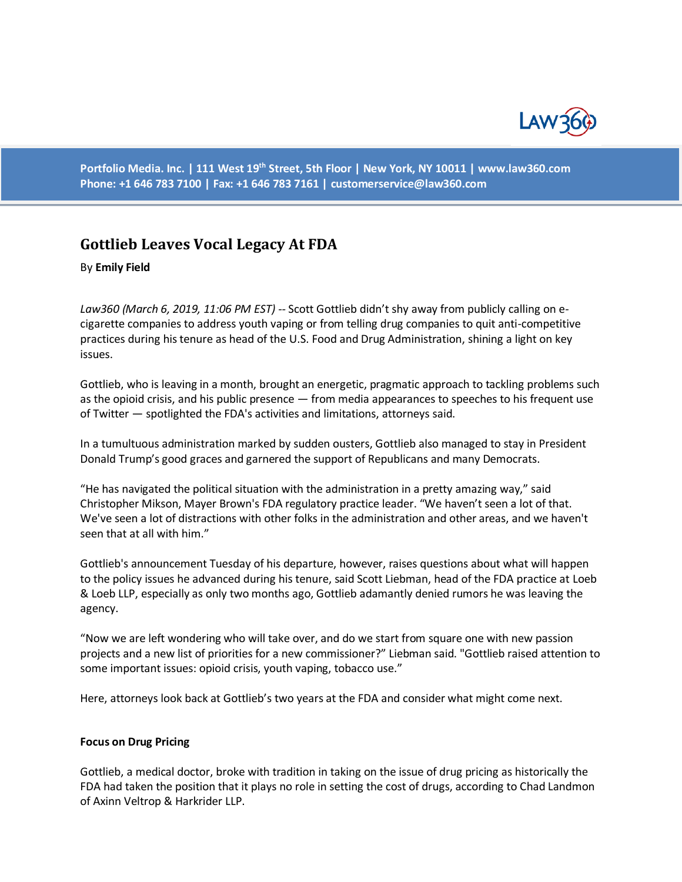Portfolio Media. Inc. | 111 West 19th Street, 5th Floor | New York, NY 10011 | www.law360.com
Phone: +1 646 783 7100 | Fax: +1 646 783 7161 | customerservice@law360.com

# Gottlieb Leaves Vocal Legacy At FDA

By **Emily Field**

*Law360 (March 6, 2019, 11:06 PM EST)* -- Scott Gottlieb didn't shy away from publicly calling on e-cigarette companies to address youth vaping or from telling drug companies to quit anti-competitive practices during his tenure as head of the U.S. Food and Drug Administration, shining a light on key issues.

Gottlieb, who is leaving in a month, brought an energetic, pragmatic approach to tackling problems such as the opioid crisis, and his public presence — from media appearances to speeches to his frequent use of Twitter — spotlighted the FDA's activities and limitations, attorneys said.

In a tumultuous administration marked by sudden ousters, Gottlieb also managed to stay in President Donald Trump's good graces and garnered the support of Republicans and many Democrats.

"He has navigated the political situation with the administration in a pretty amazing way," said Christopher Mikson, Mayer Brown's FDA regulatory practice leader. "We haven't seen a lot of that. We've seen a lot of distractions with other folks in the administration and other areas, and we haven't seen that at all with him."

Gottlieb's announcement Tuesday of his departure, however, raises questions about what will happen to the policy issues he advanced during his tenure, said Scott Liebman, head of the FDA practice at Loeb & Loeb LLP, especially as only two months ago, Gottlieb adamantly denied rumors he was leaving the agency.

"Now we are left wondering who will take over, and do we start from square one with new passion projects and a new list of priorities for a new commissioner?" Liebman said. "Gottlieb raised attention to some important issues: opioid crisis, youth vaping, tobacco use."

Here, attorneys look back at Gottlieb's two years at the FDA and consider what might come next.

**Focus on Drug Pricing**

Gottlieb, a medical doctor, broke with tradition in taking on the issue of drug pricing as historically the FDA had taken the position that it plays no role in setting the cost of drugs, according to Chad Landmon of Axinn Veltrop & Harkrider LLP.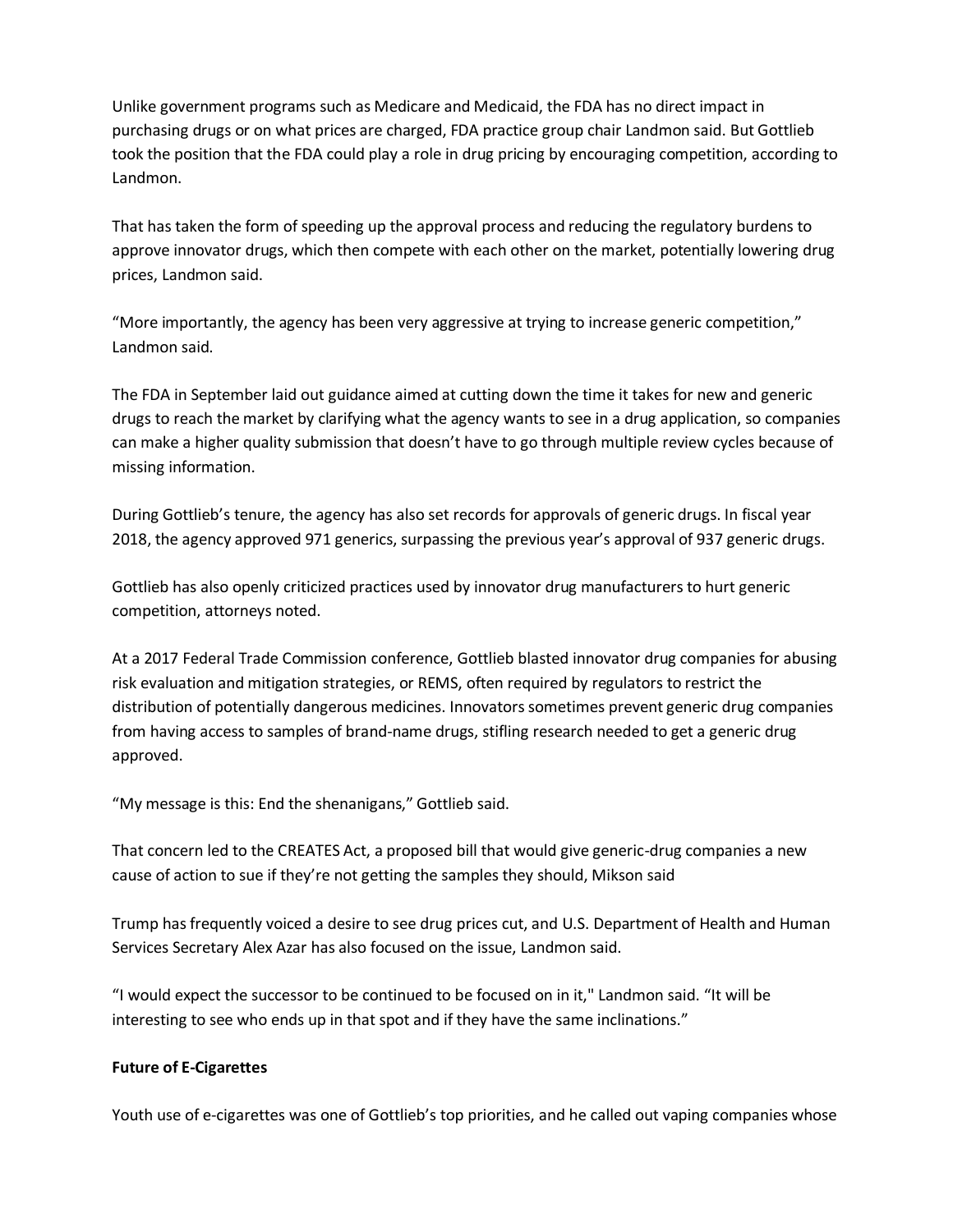Unlike government programs such as Medicare and Medicaid, the FDA has no direct impact in purchasing drugs or on what prices are charged, FDA practice group chair Landmon said. But Gottlieb took the position that the FDA could play a role in drug pricing by encouraging competition, according to Landmon.

That has taken the form of speeding up the approval process and reducing the regulatory burdens to approve innovator drugs, which then compete with each other on the market, potentially lowering drug prices, Landmon said.

“More importantly, the agency has been very aggressive at trying to increase generic competition,” Landmon said.

The FDA in September laid out guidance aimed at cutting down the time it takes for new and generic drugs to reach the market by clarifying what the agency wants to see in a drug application, so companies can make a higher quality submission that doesn’t have to go through multiple review cycles because of missing information.

During Gottlieb’s tenure, the agency has also set records for approvals of generic drugs. In fiscal year 2018, the agency approved 971 generics, surpassing the previous year’s approval of 937 generic drugs.

Gottlieb has also openly criticized practices used by innovator drug manufacturers to hurt generic competition, attorneys noted.

At a 2017 Federal Trade Commission conference, Gottlieb blasted innovator drug companies for abusing risk evaluation and mitigation strategies, or REMS, often required by regulators to restrict the distribution of potentially dangerous medicines. Innovators sometimes prevent generic drug companies from having access to samples of brand-name drugs, stifling research needed to get a generic drug approved.

“My message is this: End the shenanigans,” Gottlieb said.

That concern led to the CREATES Act, a proposed bill that would give generic-drug companies a new cause of action to sue if they’re not getting the samples they should, Mikson said

Trump has frequently voiced a desire to see drug prices cut, and U.S. Department of Health and Human Services Secretary Alex Azar has also focused on the issue, Landmon said.

“I would expect the successor to be continued to be focused on in it," Landmon said. “It will be interesting to see who ends up in that spot and if they have the same inclinations.”

**Future of E-Cigarettes**

Youth use of e-cigarettes was one of Gottlieb’s top priorities, and he called out vaping companies whose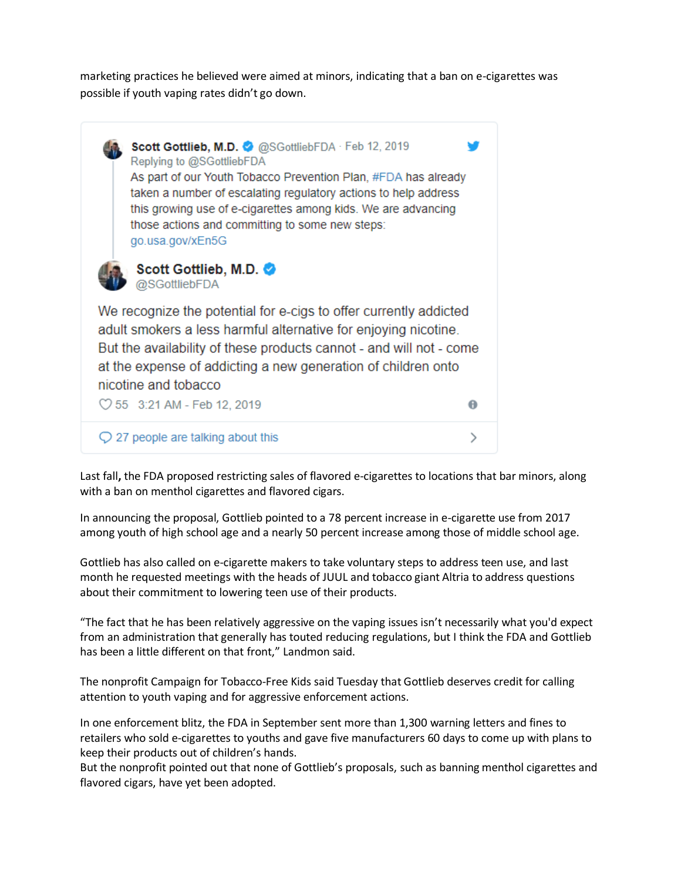marketing practices he believed were aimed at minors, indicating that a ban on e-cigarettes was possible if youth vaping rates didn't go down.

> **Scott Gottlieb, M.D.** @SGottliebFDA · Feb 12, 2019
> Replying to @SGottliebFDA
> As part of our Youth Tobacco Prevention Plan, #FDA has already taken a number of escalating regulatory actions to help address this growing use of e-cigarettes among kids. We are advancing those actions and committing to some new steps: go.usa.gov/xEn5G
>
> **Scott Gottlieb, M.D.**
> @SGottliebFDA
>
> We recognize the potential for e-cigs to offer currently addicted adult smokers a less harmful alternative for enjoying nicotine. But the availability of these products cannot - and will not - come at the expense of addicting a new generation of children onto nicotine and tobacco
>
> 55 3:21 AM - Feb 12, 2019
>
> 27 people are talking about this

Last fall**,** the FDA proposed restricting sales of flavored e-cigarettes to locations that bar minors, along with a ban on menthol cigarettes and flavored cigars.

In announcing the proposal, Gottlieb pointed to a 78 percent increase in e-cigarette use from 2017 among youth of high school age and a nearly 50 percent increase among those of middle school age.

Gottlieb has also called on e-cigarette makers to take voluntary steps to address teen use, and last month he requested meetings with the heads of JUUL and tobacco giant Altria to address questions about their commitment to lowering teen use of their products.

"The fact that he has been relatively aggressive on the vaping issues isn't necessarily what you'd expect from an administration that generally has touted reducing regulations, but I think the FDA and Gottlieb has been a little different on that front," Landmon said.

The nonprofit Campaign for Tobacco-Free Kids said Tuesday that Gottlieb deserves credit for calling attention to youth vaping and for aggressive enforcement actions.

In one enforcement blitz, the FDA in September sent more than 1,300 warning letters and fines to retailers who sold e-cigarettes to youths and gave five manufacturers 60 days to come up with plans to keep their products out of children's hands.
But the nonprofit pointed out that none of Gottlieb's proposals, such as banning menthol cigarettes and flavored cigars, have yet been adopted.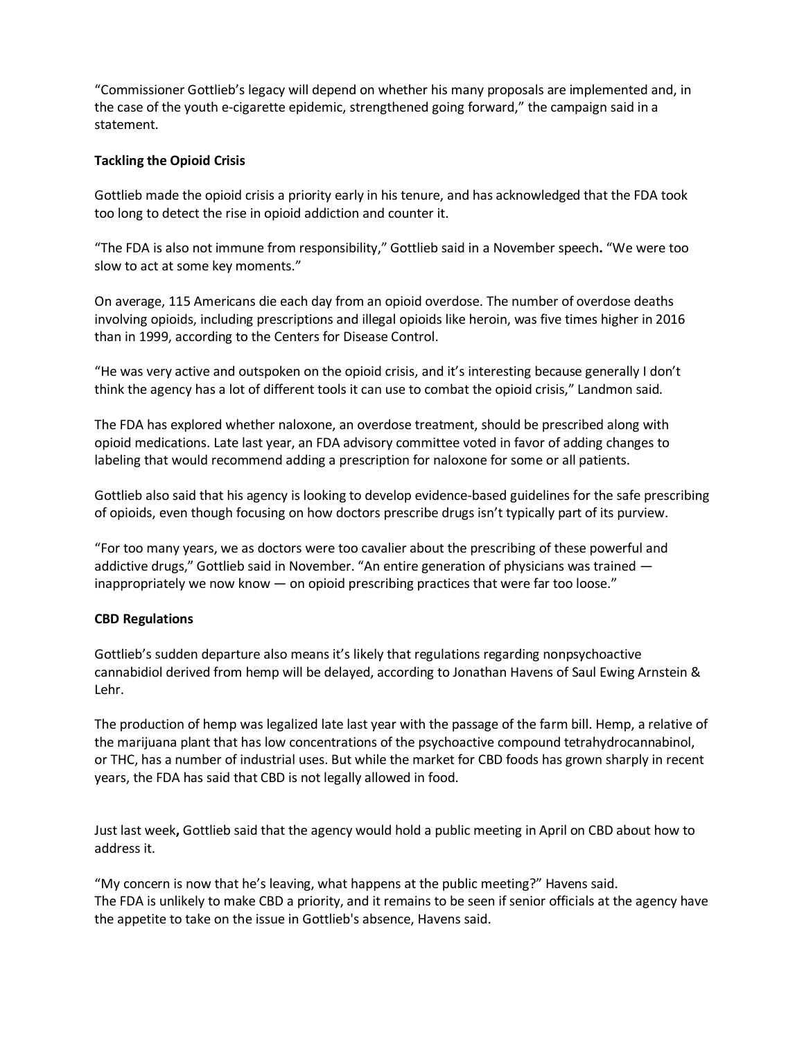"Commissioner Gottlieb's legacy will depend on whether his many proposals are implemented and, in the case of the youth e-cigarette epidemic, strengthened going forward," the campaign said in a statement.

**Tackling the Opioid Crisis**

Gottlieb made the opioid crisis a priority early in his tenure, and has acknowledged that the FDA took too long to detect the rise in opioid addiction and counter it.

"The FDA is also not immune from responsibility," Gottlieb said in a November speech. "We were too slow to act at some key moments."

On average, 115 Americans die each day from an opioid overdose. The number of overdose deaths involving opioids, including prescriptions and illegal opioids like heroin, was five times higher in 2016 than in 1999, according to the Centers for Disease Control.

"He was very active and outspoken on the opioid crisis, and it's interesting because generally I don't think the agency has a lot of different tools it can use to combat the opioid crisis," Landmon said.

The FDA has explored whether naloxone, an overdose treatment, should be prescribed along with opioid medications. Late last year, an FDA advisory committee voted in favor of adding changes to labeling that would recommend adding a prescription for naloxone for some or all patients.

Gottlieb also said that his agency is looking to develop evidence-based guidelines for the safe prescribing of opioids, even though focusing on how doctors prescribe drugs isn't typically part of its purview.

"For too many years, we as doctors were too cavalier about the prescribing of these powerful and addictive drugs," Gottlieb said in November. "An entire generation of physicians was trained — inappropriately we now know — on opioid prescribing practices that were far too loose."

**CBD Regulations**

Gottlieb's sudden departure also means it's likely that regulations regarding nonpsychoactive cannabidiol derived from hemp will be delayed, according to Jonathan Havens of Saul Ewing Arnstein & Lehr.

The production of hemp was legalized late last year with the passage of the farm bill. Hemp, a relative of the marijuana plant that has low concentrations of the psychoactive compound tetrahydrocannabinol, or THC, has a number of industrial uses. But while the market for CBD foods has grown sharply in recent years, the FDA has said that CBD is not legally allowed in food.

Just last week, Gottlieb said that the agency would hold a public meeting in April on CBD about how to address it.

"My concern is now that he's leaving, what happens at the public meeting?" Havens said.
The FDA is unlikely to make CBD a priority, and it remains to be seen if senior officials at the agency have the appetite to take on the issue in Gottlieb's absence, Havens said.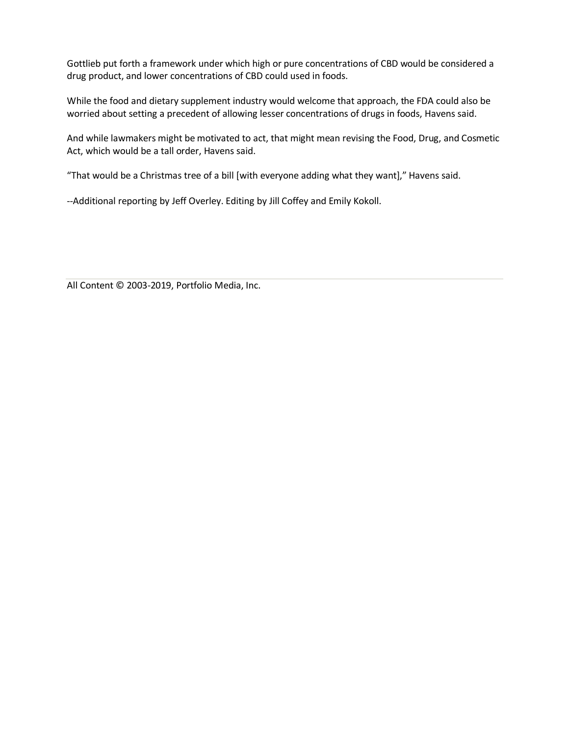Gottlieb put forth a framework under which high or pure concentrations of CBD would be considered a drug product, and lower concentrations of CBD could used in foods.

While the food and dietary supplement industry would welcome that approach, the FDA could also be worried about setting a precedent of allowing lesser concentrations of drugs in foods, Havens said.

And while lawmakers might be motivated to act, that might mean revising the Food, Drug, and Cosmetic Act, which would be a tall order, Havens said.

“That would be a Christmas tree of a bill [with everyone adding what they want],” Havens said.

--Additional reporting by Jeff Overley. Editing by Jill Coffey and Emily Kokoll.

All Content © 2003-2019, Portfolio Media, Inc.